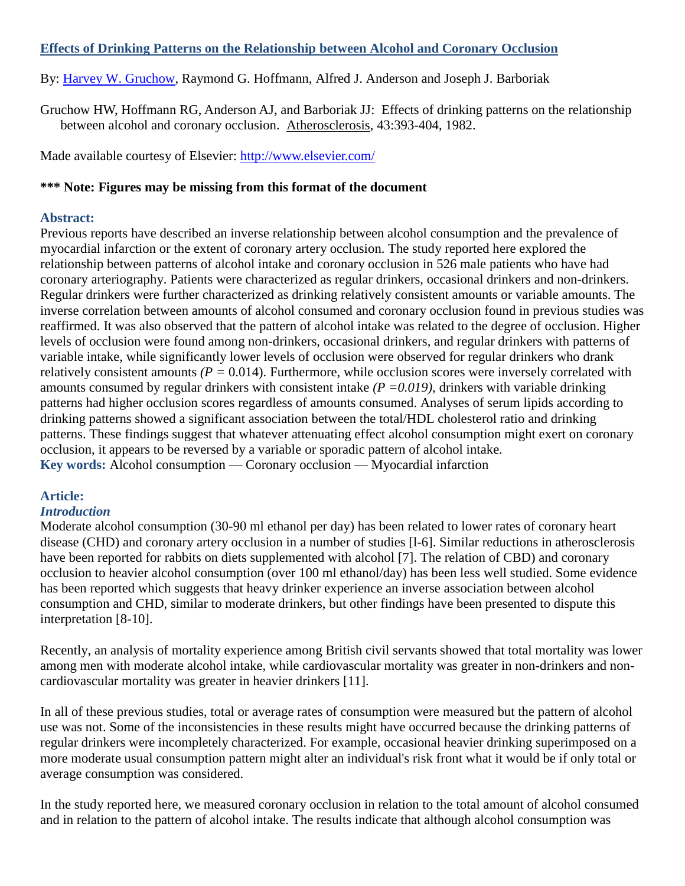# [Effects of Drinking Patterns on the Relationship between Alcohol and Coronary Occlusion](#)

By: [Harvey W. Gruchow](#), Raymond G. Hoffmann, Alfred J. Anderson and Joseph J. Barboriak

Gruchow HW, Hoffmann RG, Anderson AJ, and Barboriak JJ: Effects of drinking patterns on the relationship between alcohol and coronary occlusion. Atherosclerosis, 43:393-404, 1982.

Made available courtesy of Elsevier: [http://www.elsevier.com/](http://www.elsevier.com/)

**\*\*\* Note: Figures may be missing from this format of the document**

## Abstract:

Previous reports have described an inverse relationship between alcohol consumption and the prevalence of myocardial infarction or the extent of coronary artery occlusion. The study reported here explored the relationship between patterns of alcohol intake and coronary occlusion in 526 male patients who have had coronary arteriography. Patients were characterized as regular drinkers, occasional drinkers and non-drinkers. Regular drinkers were further characterized as drinking relatively consistent amounts or variable amounts. The inverse correlation between amounts of alcohol consumed and coronary occlusion found in previous studies was reaffirmed. It was also observed that the pattern of alcohol intake was related to the degree of occlusion. Higher levels of occlusion were found among non-drinkers, occasional drinkers, and regular drinkers with patterns of variable intake, while significantly lower levels of occlusion were observed for regular drinkers who drank relatively consistent amounts ($P = 0.014$). Furthermore, while occlusion scores were inversely correlated with amounts consumed by regular drinkers with consistent intake ($P = 0.019$), drinkers with variable drinking patterns had higher occlusion scores regardless of amounts consumed. Analyses of serum lipids according to drinking patterns showed a significant association between the total/HDL cholesterol ratio and drinking patterns. These findings suggest that whatever attenuating effect alcohol consumption might exert on coronary occlusion, it appears to be reversed by a variable or sporadic pattern of alcohol intake.

**Key words:** Alcohol consumption — Coronary occlusion — Myocardial infarction

## Article:

### *Introduction*

Moderate alcohol consumption (30-90 ml ethanol per day) has been related to lower rates of coronary heart disease (CHD) and coronary artery occlusion in a number of studies [l-6]. Similar reductions in atherosclerosis have been reported for rabbits on diets supplemented with alcohol [7]. The relation of CBD) and coronary occlusion to heavier alcohol consumption (over 100 ml ethanol/day) has been less well studied. Some evidence has been reported which suggests that heavy drinker experience an inverse association between alcohol consumption and CHD, similar to moderate drinkers, but other findings have been presented to dispute this interpretation [8-10].

Recently, an analysis of mortality experience among British civil servants showed that total mortality was lower among men with moderate alcohol intake, while cardiovascular mortality was greater in non-drinkers and non-cardiovascular mortality was greater in heavier drinkers [11].

In all of these previous studies, total or average rates of consumption were measured but the pattern of alcohol use was not. Some of the inconsistencies in these results might have occurred because the drinking patterns of regular drinkers were incompletely characterized. For example, occasional heavier drinking superimposed on a more moderate usual consumption pattern might alter an individual's risk front what it would be if only total or average consumption was considered.

In the study reported here, we measured coronary occlusion in relation to the total amount of alcohol consumed and in relation to the pattern of alcohol intake. The results indicate that although alcohol consumption was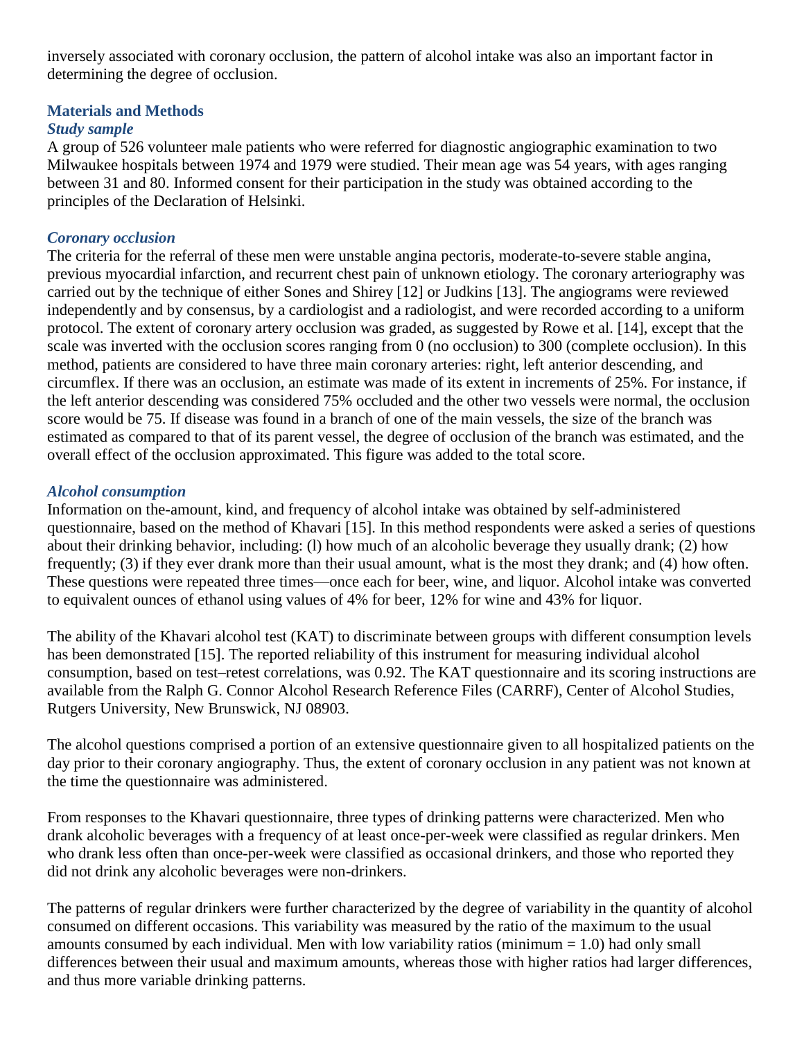inversely associated with coronary occlusion, the pattern of alcohol intake was also an important factor in determining the degree of occlusion.

## Materials and Methods

### *Study sample*

A group of 526 volunteer male patients who were referred for diagnostic angiographic examination to two Milwaukee hospitals between 1974 and 1979 were studied. Their mean age was 54 years, with ages ranging between 31 and 80. Informed consent for their participation in the study was obtained according to the principles of the Declaration of Helsinki.

### *Coronary occlusion*

The criteria for the referral of these men were unstable angina pectoris, moderate-to-severe stable angina, previous myocardial infarction, and recurrent chest pain of unknown etiology. The coronary arteriography was carried out by the technique of either Sones and Shirey [12] or Judkins [13]. The angiograms were reviewed independently and by consensus, by a cardiologist and a radiologist, and were recorded according to a uniform protocol. The extent of coronary artery occlusion was graded, as suggested by Rowe et al. [14], except that the scale was inverted with the occlusion scores ranging from 0 (no occlusion) to 300 (complete occlusion). In this method, patients are considered to have three main coronary arteries: right, left anterior descending, and circumflex. If there was an occlusion, an estimate was made of its extent in increments of 25%. For instance, if the left anterior descending was considered 75% occluded and the other two vessels were normal, the occlusion score would be 75. If disease was found in a branch of one of the main vessels, the size of the branch was estimated as compared to that of its parent vessel, the degree of occlusion of the branch was estimated, and the overall effect of the occlusion approximated. This figure was added to the total score.

### *Alcohol consumption*

Information on the-amount, kind, and frequency of alcohol intake was obtained by self-administered questionnaire, based on the method of Khavari [15]. In this method respondents were asked a series of questions about their drinking behavior, including: (l) how much of an alcoholic beverage they usually drank; (2) how frequently; (3) if they ever drank more than their usual amount, what is the most they drank; and (4) how often. These questions were repeated three times—once each for beer, wine, and liquor. Alcohol intake was converted to equivalent ounces of ethanol using values of 4% for beer, 12% for wine and 43% for liquor.

The ability of the Khavari alcohol test (KAT) to discriminate between groups with different consumption levels has been demonstrated [15]. The reported reliability of this instrument for measuring individual alcohol consumption, based on test–retest correlations, was 0.92. The KAT questionnaire and its scoring instructions are available from the Ralph G. Connor Alcohol Research Reference Files (CARRF), Center of Alcohol Studies, Rutgers University, New Brunswick, NJ 08903.

The alcohol questions comprised a portion of an extensive questionnaire given to all hospitalized patients on the day prior to their coronary angiography. Thus, the extent of coronary occlusion in any patient was not known at the time the questionnaire was administered.

From responses to the Khavari questionnaire, three types of drinking patterns were characterized. Men who drank alcoholic beverages with a frequency of at least once-per-week were classified as regular drinkers. Men who drank less often than once-per-week were classified as occasional drinkers, and those who reported they did not drink any alcoholic beverages were non-drinkers.

The patterns of regular drinkers were further characterized by the degree of variability in the quantity of alcohol consumed on different occasions. This variability was measured by the ratio of the maximum to the usual amounts consumed by each individual. Men with low variability ratios (minimum = 1.0) had only small differences between their usual and maximum amounts, whereas those with higher ratios had larger differences, and thus more variable drinking patterns.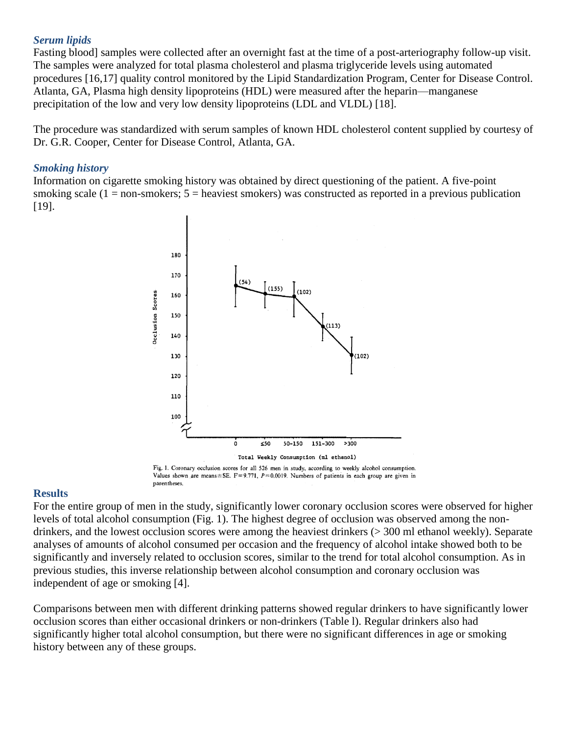### *Serum lipids*

Fasting blood] samples were collected after an overnight fast at the time of a post-arteriography follow-up visit. The samples were analyzed for total plasma cholesterol and plasma triglyceride levels using automated procedures [16,17] quality control monitored by the Lipid Standardization Program, Center for Disease Control. Atlanta, GA, Plasma high density lipoproteins (HDL) were measured after the heparin—manganese precipitation of the low and very low density lipoproteins (LDL and VLDL) [18].

The procedure was standardized with serum samples of known HDL cholesterol content supplied by courtesy of Dr. G.R. Cooper, Center for Disease Control, Atlanta, GA.

### *Smoking history*

Information on cigarette smoking history was obtained by direct questioning of the patient. A five-point smoking scale (1 = non-smokers; 5 = heaviest smokers) was constructed as reported in a previous publication [19].

Fig. 1. Coronary occlusion scores for all 526 men in study, according to weekly alcohol consumption. Values shown are means ± SE. $F = 9.771$, $P = 0.0019$. Numbers of patients in each group are given in parentheses.

## Results

For the entire group of men in the study, significantly lower coronary occlusion scores were observed for higher levels of total alcohol consumption (Fig. 1). The highest degree of occlusion was observed among the non-drinkers, and the lowest occlusion scores were among the heaviest drinkers (> 300 ml ethanol weekly). Separate analyses of amounts of alcohol consumed per occasion and the frequency of alcohol intake showed both to be significantly and inversely related to occlusion scores, similar to the trend for total alcohol consumption. As in previous studies, this inverse relationship between alcohol consumption and coronary occlusion was independent of age or smoking [4].

Comparisons between men with different drinking patterns showed regular drinkers to have significantly lower occlusion scores than either occasional drinkers or non-drinkers (Table l). Regular drinkers also had significantly higher total alcohol consumption, but there were no significant differences in age or smoking history between any of these groups.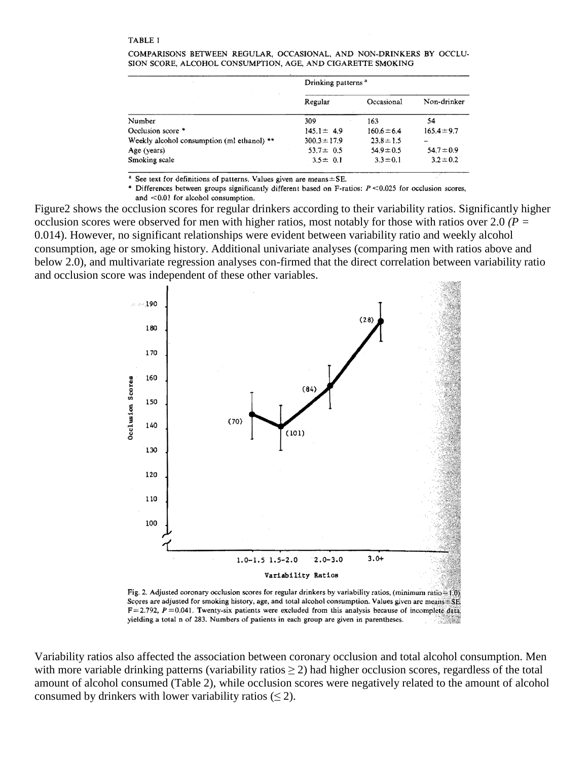TABLE 1

COMPARISONS BETWEEN REGULAR, OCCASIONAL, AND NON-DRINKERS BY OCCLUSION SCORE, ALCOHOL CONSUMPTION, AGE, AND CIGARETTE SMOKING

| | Drinking patterns [a] | | |
|---|---|---|---|
| | Regular | Occasional | Non-drinker |
| Number | 309 | 163 | 54 |
| Occlusion score * | 145.1 ± 4.9 | 160.6 ± 6.4 | 165.4 ± 9.7 |
| Weekly alcohol consumption (ml ethanol) ** | 300.3 ± 17.9 | 23.8 ± 1.5 | – |
| Age (years) | 53.7 ± 0.5 | 54.9 ± 0.5 | 54.7 ± 0.9 |
| Smoking scale | 3.5 ± 0.1 | 3.3 ± 0.1 | 3.2 ± 0.2 |

[a] See text for definitions of patterns. Values given are means ± SE.

\* Differences between groups significantly different based on F-ratios: $P < 0.025$ for occlusion scores, and $< 0.01$ for alcohol consumption.

Figure2 shows the occlusion scores for regular drinkers according to their variability ratios. Significantly higher occlusion scores were observed for men with higher ratios, most notably for those with ratios over 2.0 *(P* = 0.014). However, no significant relationships were evident between variability ratio and weekly alcohol consumption, age or smoking history. Additional univariate analyses (comparing men with ratios above and below 2.0), and multivariate regression analyses con-firmed that the direct correlation between variability ratio and occlusion score was independent of these other variables.

Fig. 2. Adjusted coronary occlusion scores for regular drinkers by variability ratios, (minimum ratio = 1.0). Scores are adjusted for smoking history, age, and total alcohol consumption. Values given are means ± SE. $F = 2.792$, $P = 0.041$. Twenty-six patients were excluded from this analysis because of incomplete data, yielding a total n of 283. Numbers of patients in each group are given in parentheses.

Variability ratios also affected the association between coronary occlusion and total alcohol consumption. Men with more variable drinking patterns (variability ratios $\geq 2$) had higher occlusion scores, regardless of the total amount of alcohol consumed (Table 2), while occlusion scores were negatively related to the amount of alcohol consumed by drinkers with lower variability ratios ($\leq 2$).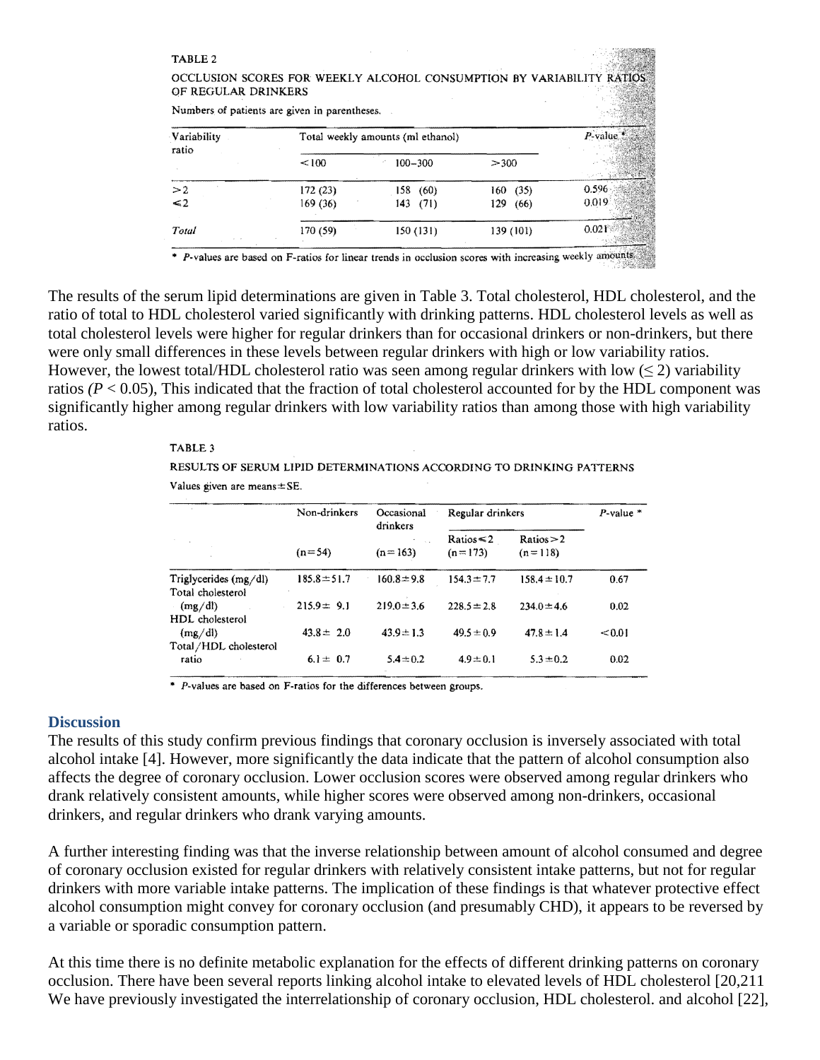TABLE 2

OCCLUSION SCORES FOR WEEKLY ALCOHOL CONSUMPTION BY VARIABILITY RATIOS OF REGULAR DRINKERS

Numbers of patients are given in parentheses.

| Variability ratio | Total weekly amounts (ml ethanol) | | | P-value * |
|---|---|---|---|---|
| | <100 | 100–300 | >300 | |
| >2 | 172 (23) | 158 (60) | 160 (35) | 0.596 |
| ≤2 | 169 (36) | 143 (71) | 129 (66) | 0.019 |
| *Total* | 170 (59) | 150 (131) | 139 (101) | 0.021 |

\* *P*-values are based on F-ratios for linear trends in occlusion scores with increasing weekly amounts.

The results of the serum lipid determinations are given in Table 3. Total cholesterol, HDL cholesterol, and the ratio of total to HDL cholesterol varied significantly with drinking patterns. HDL cholesterol levels as well as total cholesterol levels were higher for regular drinkers than for occasional drinkers or non-drinkers, but there were only small differences in these levels between regular drinkers with high or low variability ratios. However, the lowest total/HDL cholesterol ratio was seen among regular drinkers with low (≤ 2) variability ratios *(P* < 0.05), This indicated that the fraction of total cholesterol accounted for by the HDL component was significantly higher among regular drinkers with low variability ratios than among those with high variability ratios.

TABLE 3

RESULTS OF SERUM LIPID DETERMINATIONS ACCORDING TO DRINKING PATTERNS

Values given are means ± SE.

| | Non-drinkers | Occasional drinkers | Regular drinkers | | P-value * |
|---|---|---|---|---|---|
| | (n=54) | (n=163) | Ratios ≤2 (n=173) | Ratios >2 (n=118) | |
| Triglycerides (mg/dl) | 185.8 ± 51.7 | 160.8 ± 9.8 | 154.3 ± 7.7 | 158.4 ± 10.7 | 0.67 |
| Total cholesterol (mg/dl) | 215.9 ± 9.1 | 219.0 ± 3.6 | 228.5 ± 2.8 | 234.0 ± 4.6 | 0.02 |
| HDL cholesterol (mg/dl) | 43.8 ± 2.0 | 43.9 ± 1.3 | 49.5 ± 0.9 | 47.8 ± 1.4 | <0.01 |
| Total/HDL cholesterol ratio | 6.1 ± 0.7 | 5.4 ± 0.2 | 4.9 ± 0.1 | 5.3 ± 0.2 | 0.02 |

\* *P*-values are based on F-ratios for the differences between groups.

## Discussion

The results of this study confirm previous findings that coronary occlusion is inversely associated with total alcohol intake [4]. However, more significantly the data indicate that the pattern of alcohol consumption also affects the degree of coronary occlusion. Lower occlusion scores were observed among regular drinkers who drank relatively consistent amounts, while higher scores were observed among non-drinkers, occasional drinkers, and regular drinkers who drank varying amounts.

A further interesting finding was that the inverse relationship between amount of alcohol consumed and degree of coronary occlusion existed for regular drinkers with relatively consistent intake patterns, but not for regular drinkers with more variable intake patterns. The implication of these findings is that whatever protective effect alcohol consumption might convey for coronary occlusion (and presumably CHD), it appears to be reversed by a variable or sporadic consumption pattern.

At this time there is no definite metabolic explanation for the effects of different drinking patterns on coronary occlusion. There have been several reports linking alcohol intake to elevated levels of HDL cholesterol [20,211 We have previously investigated the interrelationship of coronary occlusion, HDL cholesterol. and alcohol [22],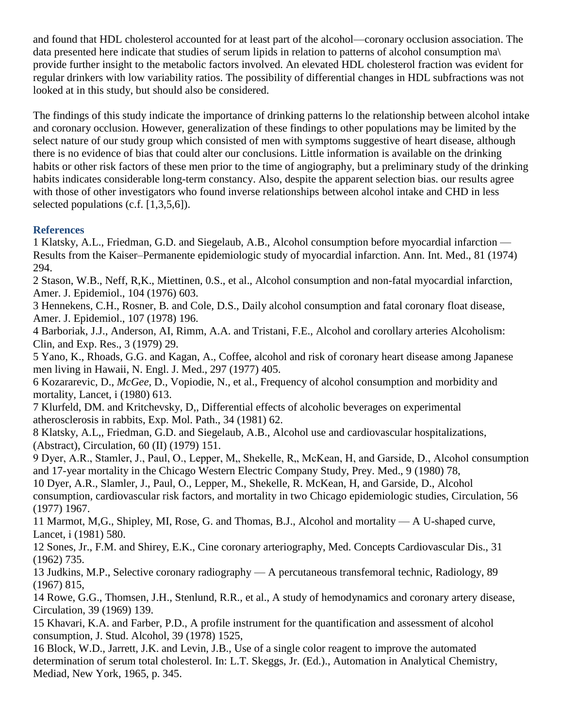and found that HDL cholesterol accounted for at least part of the alcohol—coronary occlusion association. The data presented here indicate that studies of serum lipids in relation to patterns of alcohol consumption ma\ provide further insight to the metabolic factors involved. An elevated HDL cholesterol fraction was evident for regular drinkers with low variability ratios. The possibility of differential changes in HDL subfractions was not looked at in this study, but should also be considered.

The findings of this study indicate the importance of drinking patterns lo the relationship between alcohol intake and coronary occlusion. However, generalization of these findings to other populations may be limited by the select nature of our study group which consisted of men with symptoms suggestive of heart disease, although there is no evidence of bias that could alter our conclusions. Little information is available on the drinking habits or other risk factors of these men prior to the time of angiography, but a preliminary study of the drinking habits indicates considerable long-term constancy. Also, despite the apparent selection bias. our results agree with those of other investigators who found inverse relationships between alcohol intake and CHD in less selected populations (c.f. [1,3,5,6]).

## References

1 Klatsky, A.L., Friedman, G.D. and Siegelaub, A.B., Alcohol consumption before myocardial infarction — Results from the Kaiser–Permanente epidemiologic study of myocardial infarction. Ann. Int. Med., 81 (1974) 294.

2 Stason, W.B., Neff, R,K., Miettinen, 0.S., et al., Alcohol consumption and non-fatal myocardial infarction, Amer. J. Epidemiol., 104 (1976) 603.

3 Hennekens, C.H., Rosner, B. and Cole, D.S., Daily alcohol consumption and fatal coronary float disease, Amer. J. Epidemiol., 107 (1978) 196.

4 Barboriak, J.J., Anderson, AI, Rimm, A.A. and Tristani, F.E., Alcohol and corollary arteries Alcoholism: Clin, and Exp. Res., 3 (1979) 29.

5 Yano, K., Rhoads, G.G. and Kagan, A., Coffee, alcohol and risk of coronary heart disease among Japanese men living in Hawaii, N. Engl. J. Med., 297 (1977) 405.

6 Kozararevic, D., *McGee,* D., Vopiodie, N., et al., Frequency of alcohol consumption and morbidity and mortality, Lancet, i (1980) 613.

7 Klurfeld, DM. and Kritchevsky, D,, Differential effects of alcoholic beverages on experimental atherosclerosis in rabbits, Exp. Mol. Path., 34 (1981) 62.

8 Klatsky, A.L,, Friedman, G.D. and Siegelaub, A.B., Alcohol use and cardiovascular hospitalizations, (Abstract), Circulation, 60 (II) (1979) 151.

9 Dyer, A.R., Stamler, J., Paul, O., Lepper, M,, Shekelle, R,, McKean, H, and Garside, D., Alcohol consumption and 17-year mortality in the Chicago Western Electric Company Study, Prey. Med., 9 (1980) 78,

10 Dyer, A.R., Slamler, J., Paul, O., Lepper, M., Shekelle, R. McKean, H, and Garside, D., Alcohol consumption, cardiovascular risk factors, and mortality in two Chicago epidemiologic studies, Circulation, 56 (1977) 1967.

11 Marmot, M,G., Shipley, MI, Rose, G. and Thomas, B.J., Alcohol and mortality — A U-shaped curve, Lancet, i (1981) 580.

12 Sones, Jr., F.M. and Shirey, E.K., Cine coronary arteriography, Med. Concepts Cardiovascular Dis., 31 (1962) 735.

13 Judkins, M.P., Selective coronary radiography — A percutaneous transfemoral technic, Radiology, 89 (1967) 815,

14 Rowe, G.G., Thomsen, J.H., Stenlund, R.R., et al., A study of hemodynamics and coronary artery disease, Circulation, 39 (1969) 139.

15 Khavari, K.A. and Farber, P.D., A profile instrument for the quantification and assessment of alcohol consumption, J. Stud. Alcohol, 39 (1978) 1525,

16 Block, W.D., Jarrett, J.K. and Levin, J.B., Use of a single color reagent to improve the automated determination of serum total cholesterol. In: L.T. Skeggs, Jr. (Ed.)., Automation in Analytical Chemistry, Mediad, New York, 1965, p. 345.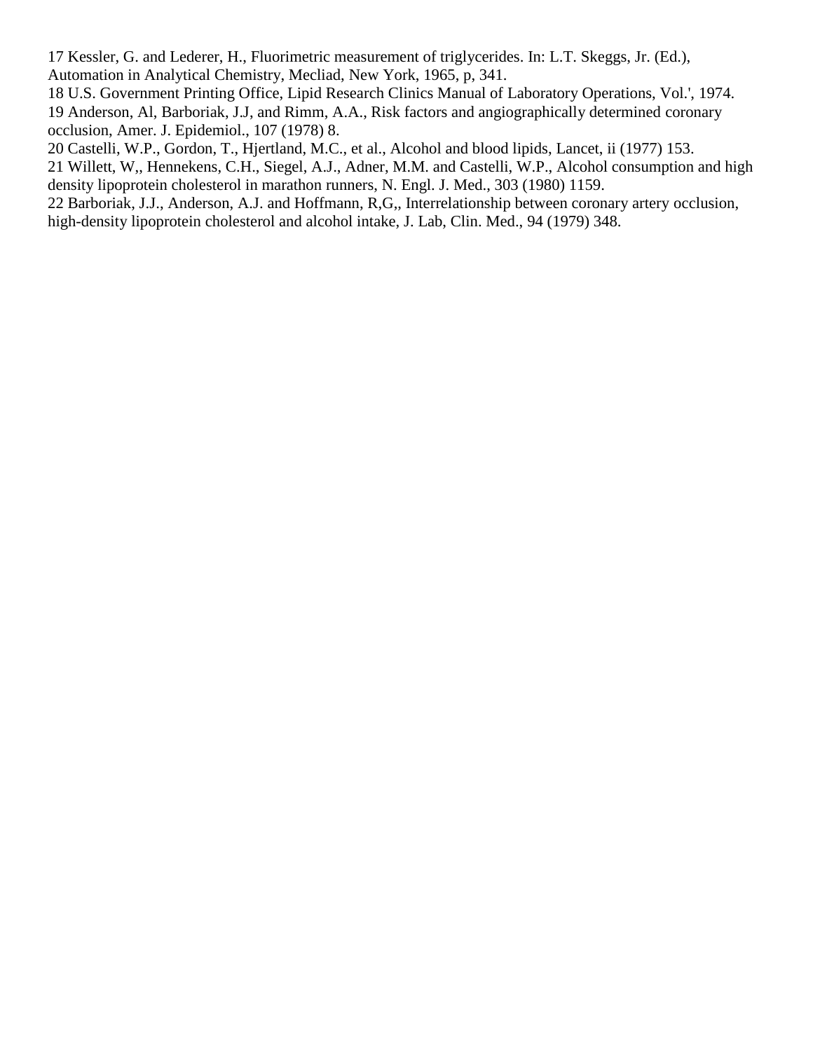17 Kessler, G. and Lederer, H., Fluorimetric measurement of triglycerides. In: L.T. Skeggs, Jr. (Ed.), Automation in Analytical Chemistry, Mecliad, New York, 1965, p, 341.

18 U.S. Government Printing Office, Lipid Research Clinics Manual of Laboratory Operations, Vol.', 1974.

19 Anderson, Al, Barboriak, J.J, and Rimm, A.A., Risk factors and angiographically determined coronary occlusion, Amer. J. Epidemiol., 107 (1978) 8.

20 Castelli, W.P., Gordon, T., Hjertland, M.C., et al., Alcohol and blood lipids, Lancet, ii (1977) 153.

21 Willett, W,, Hennekens, C.H., Siegel, A.J., Adner, M.M. and Castelli, W.P., Alcohol consumption and high density lipoprotein cholesterol in marathon runners, N. Engl. J. Med., 303 (1980) 1159.

22 Barboriak, J.J., Anderson, A.J. and Hoffmann, R,G,, Interrelationship between coronary artery occlusion, high-density lipoprotein cholesterol and alcohol intake, J. Lab, Clin. Med., 94 (1979) 348.